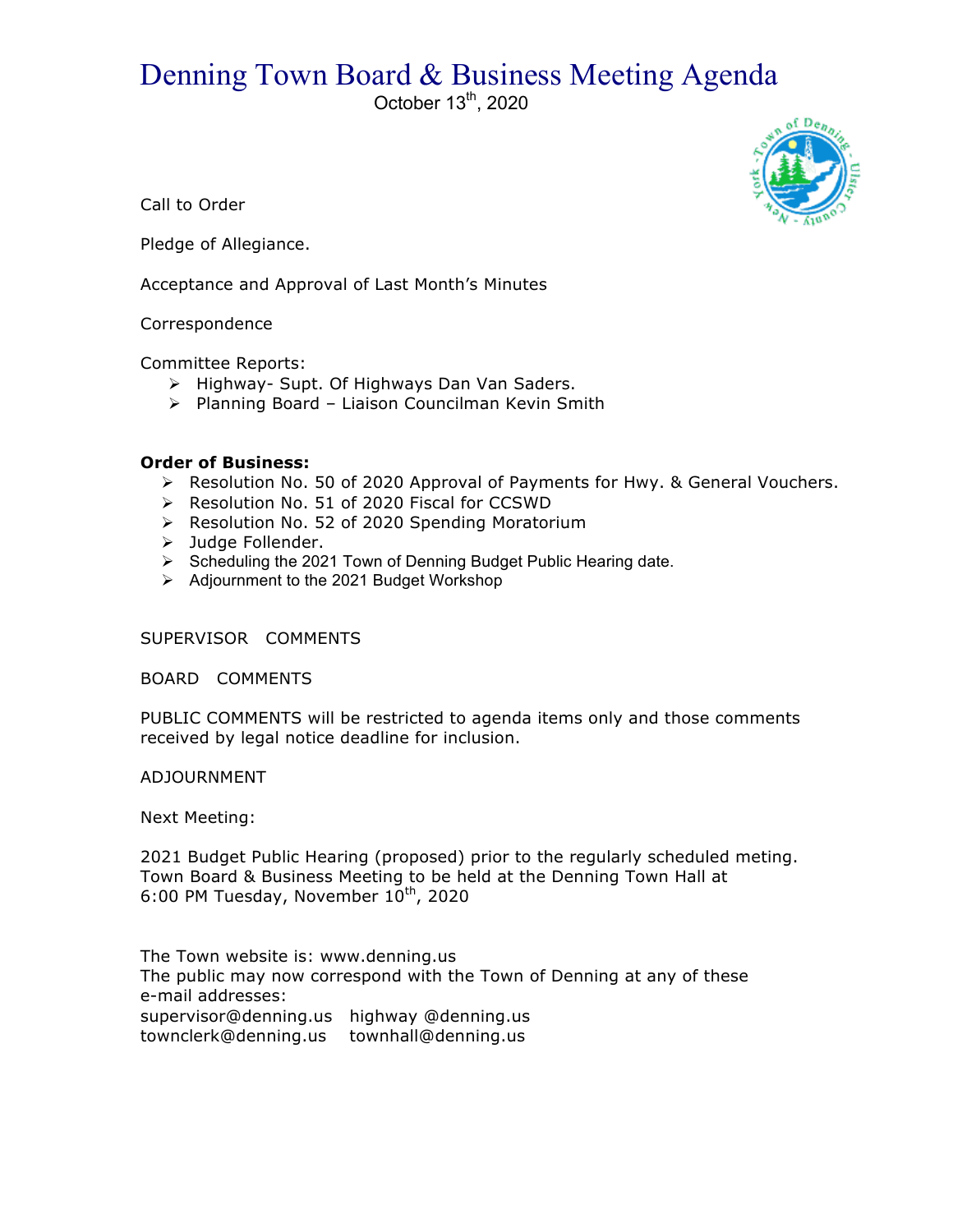# Denning Town Board & Business Meeting Agenda

October 13th, 2020

Call to Order

Pledge of Allegiance.

Acceptance and Approval of Last Month's Minutes

Correspondence

Committee Reports:

- Highway- Supt. Of Highways Dan Van Saders.
- Planning Board – Liaison Councilman Kevin Smith

**Order of Business:**

- Resolution No. 50 of 2020 Approval of Payments for Hwy. & General Vouchers.
- Resolution No. 51 of 2020 Fiscal for CCSWD
- Resolution No. 52 of 2020 Spending Moratorium
- Judge Follender.
- Scheduling the 2021 Town of Denning Budget Public Hearing date.
- Adjournment to the 2021 Budget Workshop

SUPERVISOR COMMENTS

BOARD COMMENTS

PUBLIC COMMENTS will be restricted to agenda items only and those comments received by legal notice deadline for inclusion.

ADJOURNMENT

Next Meeting:

2021 Budget Public Hearing (proposed) prior to the regularly scheduled meting.
Town Board & Business Meeting to be held at the Denning Town Hall at
6:00 PM Tuesday, November 10th, 2020

The Town website is: www.denning.us
The public may now correspond with the Town of Denning at any of these e-mail addresses:
supervisor@denning.us highway @denning.us
townclerk@denning.us townhall@denning.us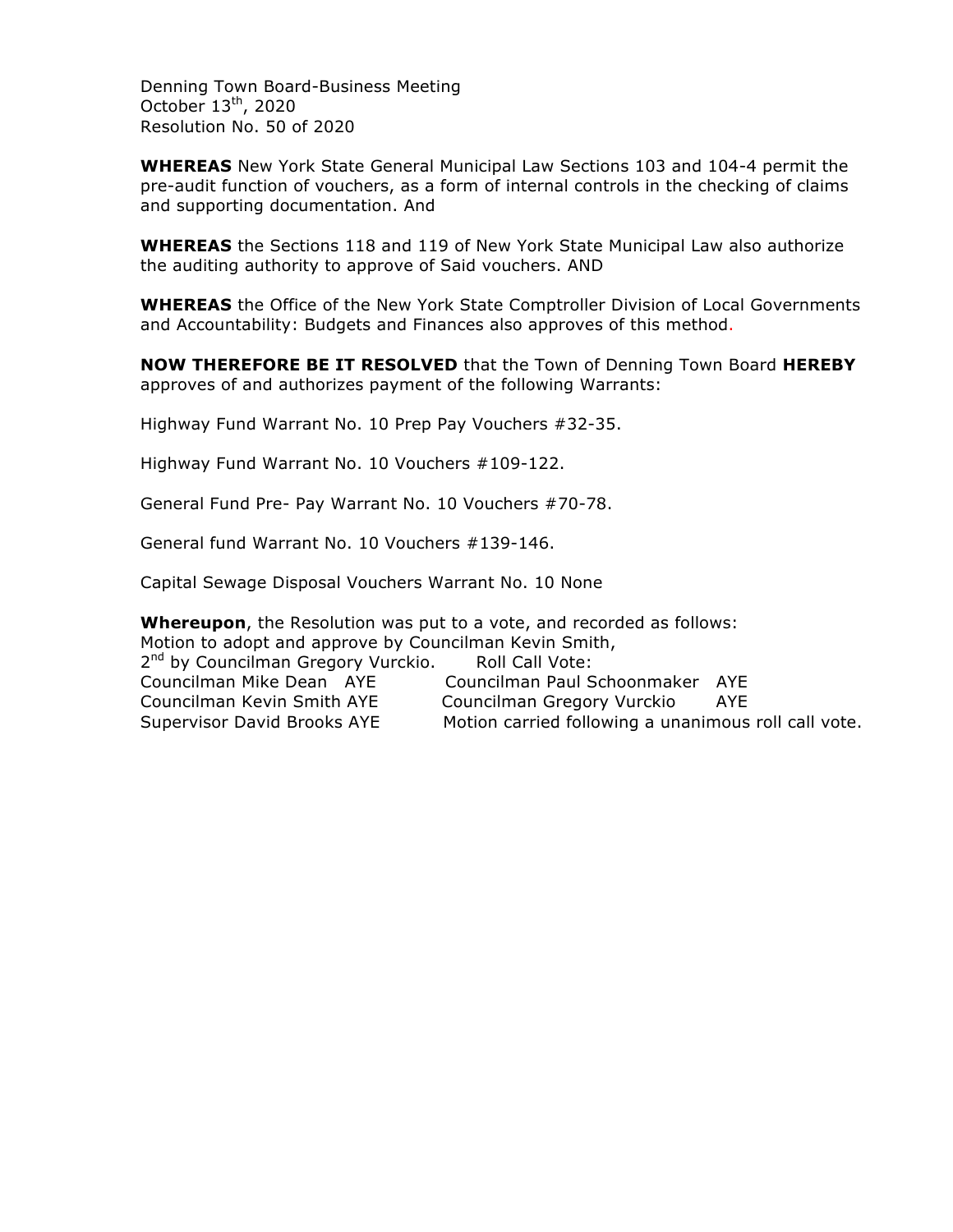Denning Town Board-Business Meeting
October 13th, 2020
Resolution No. 50 of 2020

**WHEREAS** New York State General Municipal Law Sections 103 and 104-4 permit the pre-audit function of vouchers, as a form of internal controls in the checking of claims and supporting documentation. And

**WHEREAS** the Sections 118 and 119 of New York State Municipal Law also authorize the auditing authority to approve of Said vouchers. AND

**WHEREAS** the Office of the New York State Comptroller Division of Local Governments and Accountability: Budgets and Finances also approves of this method.

**NOW THEREFORE BE IT RESOLVED** that the Town of Denning Town Board **HEREBY** approves of and authorizes payment of the following Warrants:

Highway Fund Warrant No. 10 Prep Pay Vouchers #32-35.

Highway Fund Warrant No. 10 Vouchers #109-122.

General Fund Pre- Pay Warrant No. 10 Vouchers #70-78.

General fund Warrant No. 10 Vouchers #139-146.

Capital Sewage Disposal Vouchers Warrant No. 10 None

**Whereupon**, the Resolution was put to a vote, and recorded as follows:
Motion to adopt and approve by Councilman Kevin Smith,
2nd by Councilman Gregory Vurckio. Roll Call Vote:
Councilman Mike Dean AYE Councilman Paul Schoonmaker AYE
Councilman Kevin Smith AYE Councilman Gregory Vurckio AYE
Supervisor David Brooks AYE Motion carried following a unanimous roll call vote.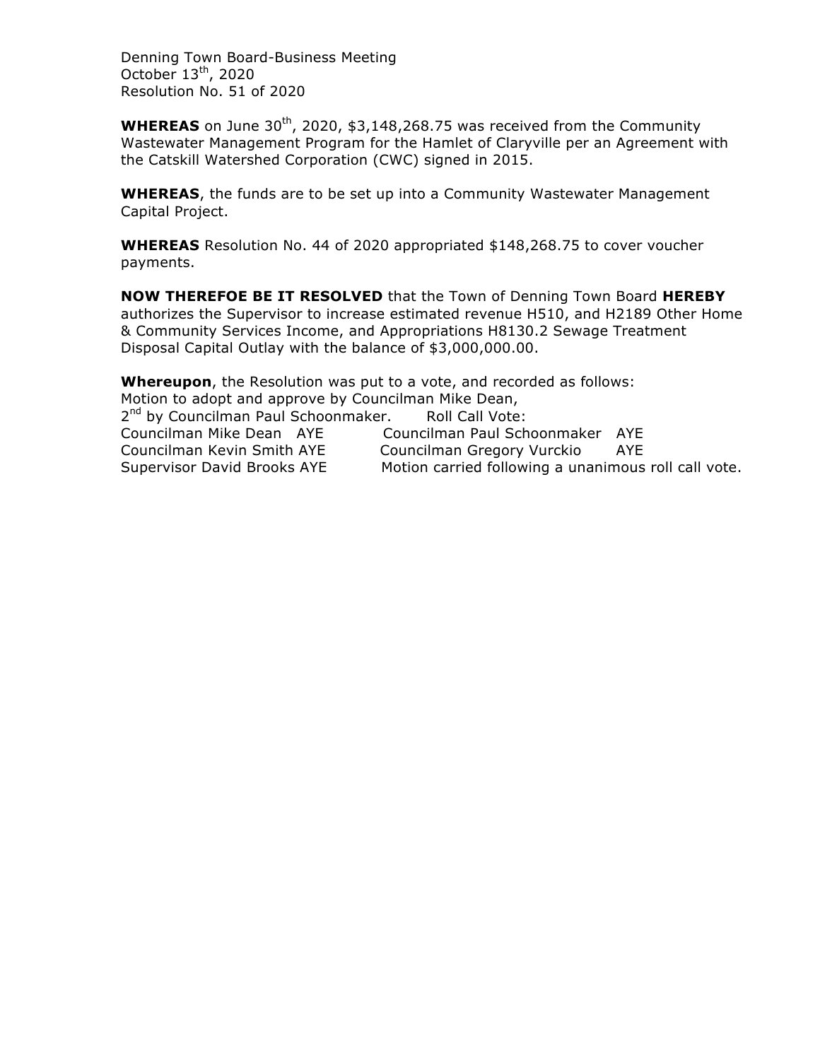Denning Town Board-Business Meeting
October 13th, 2020
Resolution No. 51 of 2020

**WHEREAS** on June 30th, 2020, $3,148,268.75 was received from the Community Wastewater Management Program for the Hamlet of Claryville per an Agreement with the Catskill Watershed Corporation (CWC) signed in 2015.

**WHEREAS**, the funds are to be set up into a Community Wastewater Management Capital Project.

**WHEREAS** Resolution No. 44 of 2020 appropriated $148,268.75 to cover voucher payments.

**NOW THEREFOE BE IT RESOLVED** that the Town of Denning Town Board **HEREBY** authorizes the Supervisor to increase estimated revenue H510, and H2189 Other Home & Community Services Income, and Appropriations H8130.2 Sewage Treatment Disposal Capital Outlay with the balance of $3,000,000.00.

**Whereupon**, the Resolution was put to a vote, and recorded as follows:
Motion to adopt and approve by Councilman Mike Dean,
2nd by Councilman Paul Schoonmaker. Roll Call Vote:

Councilman Mike Dean AYE
Councilman Paul Schoonmaker AYE
Councilman Kevin Smith AYE
Councilman Gregory Vurckio AYE
Supervisor David Brooks AYE

Motion carried following a unanimous roll call vote.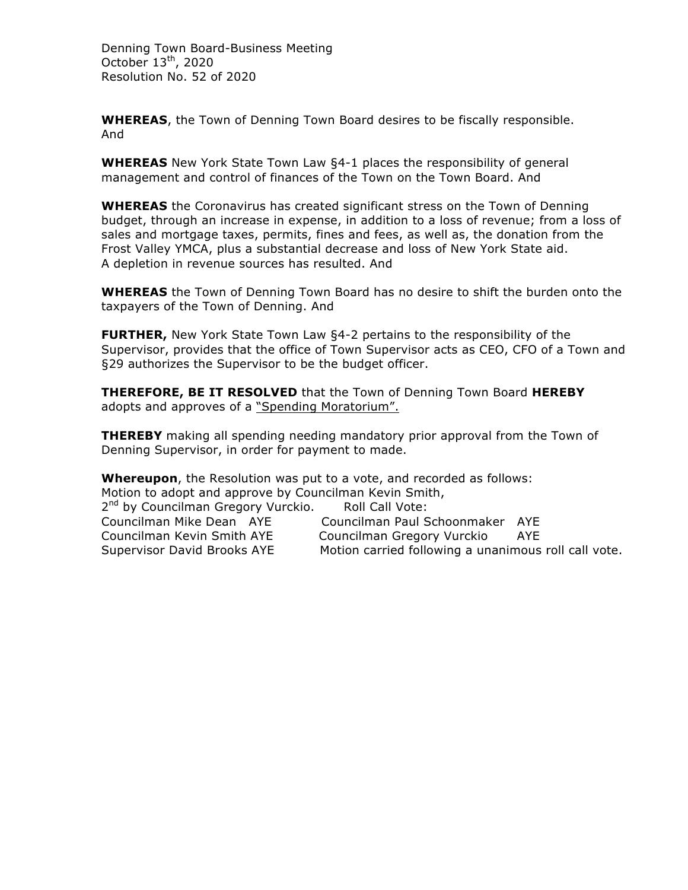Denning Town Board-Business Meeting
October 13th, 2020
Resolution No. 52 of 2020

**WHEREAS**, the Town of Denning Town Board desires to be fiscally responsible. And

**WHEREAS** New York State Town Law §4-1 places the responsibility of general management and control of finances of the Town on the Town Board. And

**WHEREAS** the Coronavirus has created significant stress on the Town of Denning budget, through an increase in expense, in addition to a loss of revenue; from a loss of sales and mortgage taxes, permits, fines and fees, as well as, the donation from the Frost Valley YMCA, plus a substantial decrease and loss of New York State aid. A depletion in revenue sources has resulted. And

**WHEREAS** the Town of Denning Town Board has no desire to shift the burden onto the taxpayers of the Town of Denning. And

**FURTHER,** New York State Town Law §4-2 pertains to the responsibility of the Supervisor, provides that the office of Town Supervisor acts as CEO, CFO of a Town and §29 authorizes the Supervisor to be the budget officer.

**THEREFORE, BE IT RESOLVED** that the Town of Denning Town Board **HEREBY** adopts and approves of a "Spending Moratorium".

**THEREBY** making all spending needing mandatory prior approval from the Town of Denning Supervisor, in order for payment to made.

**Whereupon**, the Resolution was put to a vote, and recorded as follows:
Motion to adopt and approve by Councilman Kevin Smith,
2nd by Councilman Gregory Vurckio. Roll Call Vote:
Councilman Mike Dean AYE Councilman Paul Schoonmaker AYE
Councilman Kevin Smith AYE Councilman Gregory Vurckio AYE
Supervisor David Brooks AYE Motion carried following a unanimous roll call vote.